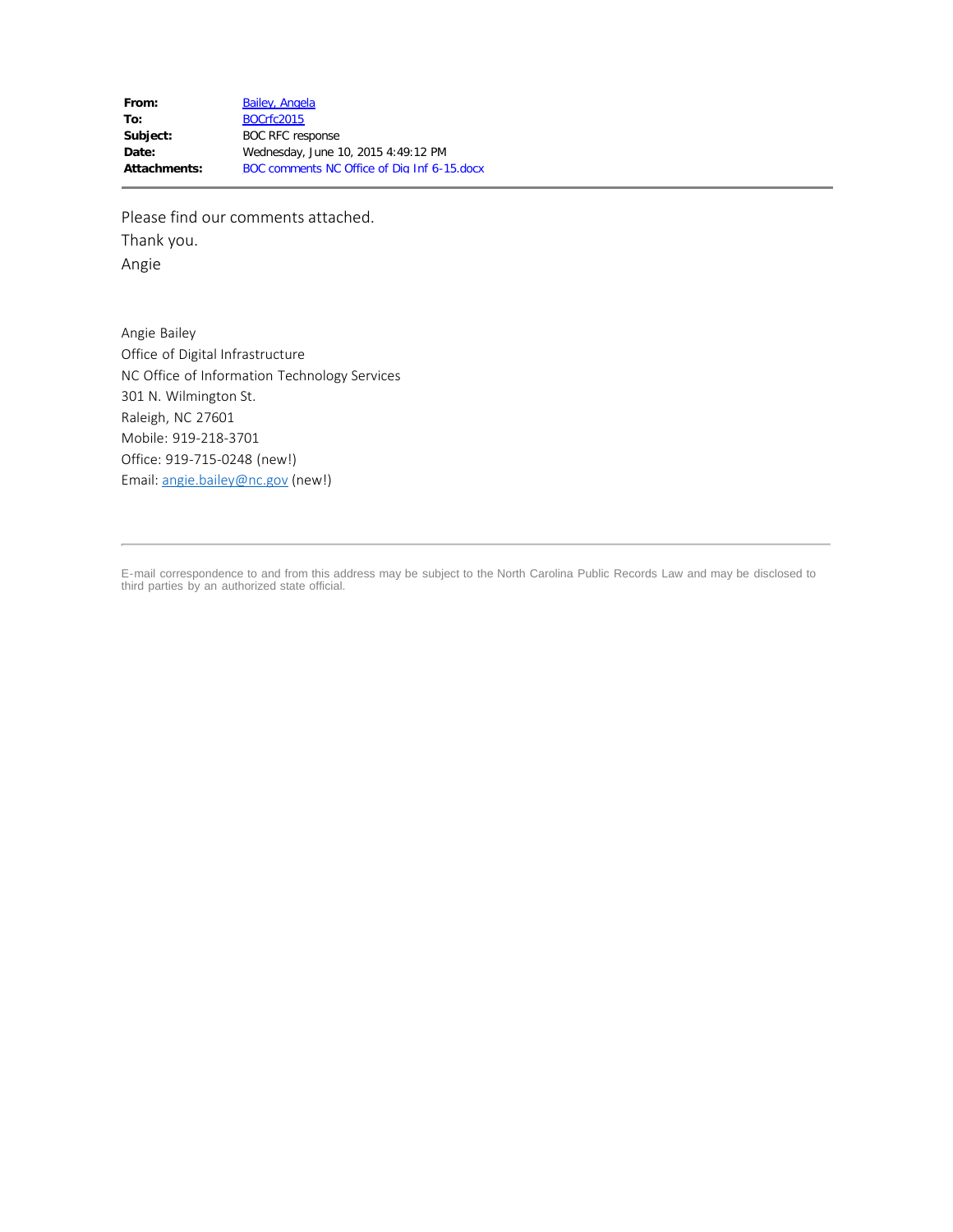| | |
|---|---|
| **From:** | Bailey, Angela |
| **To:** | BOCrfc2015 |
| **Subject:** | BOC RFC response |
| **Date:** | Wednesday, June 10, 2015 4:49:12 PM |
| **Attachments:** | BOC comments NC Office of Dig Inf 6-15.docx |

---

Please find our comments attached.

Thank you.

Angie

Angie Bailey
Office of Digital Infrastructure
NC Office of Information Technology Services
301 N. Wilmington St.
Raleigh, NC 27601
Mobile: 919-218-3701
Office: 919-715-0248 (new!)
Email: angie.bailey@nc.gov (new!)

---

E-mail correspondence to and from this address may be subject to the North Carolina Public Records Law and may be disclosed to third parties by an authorized state official.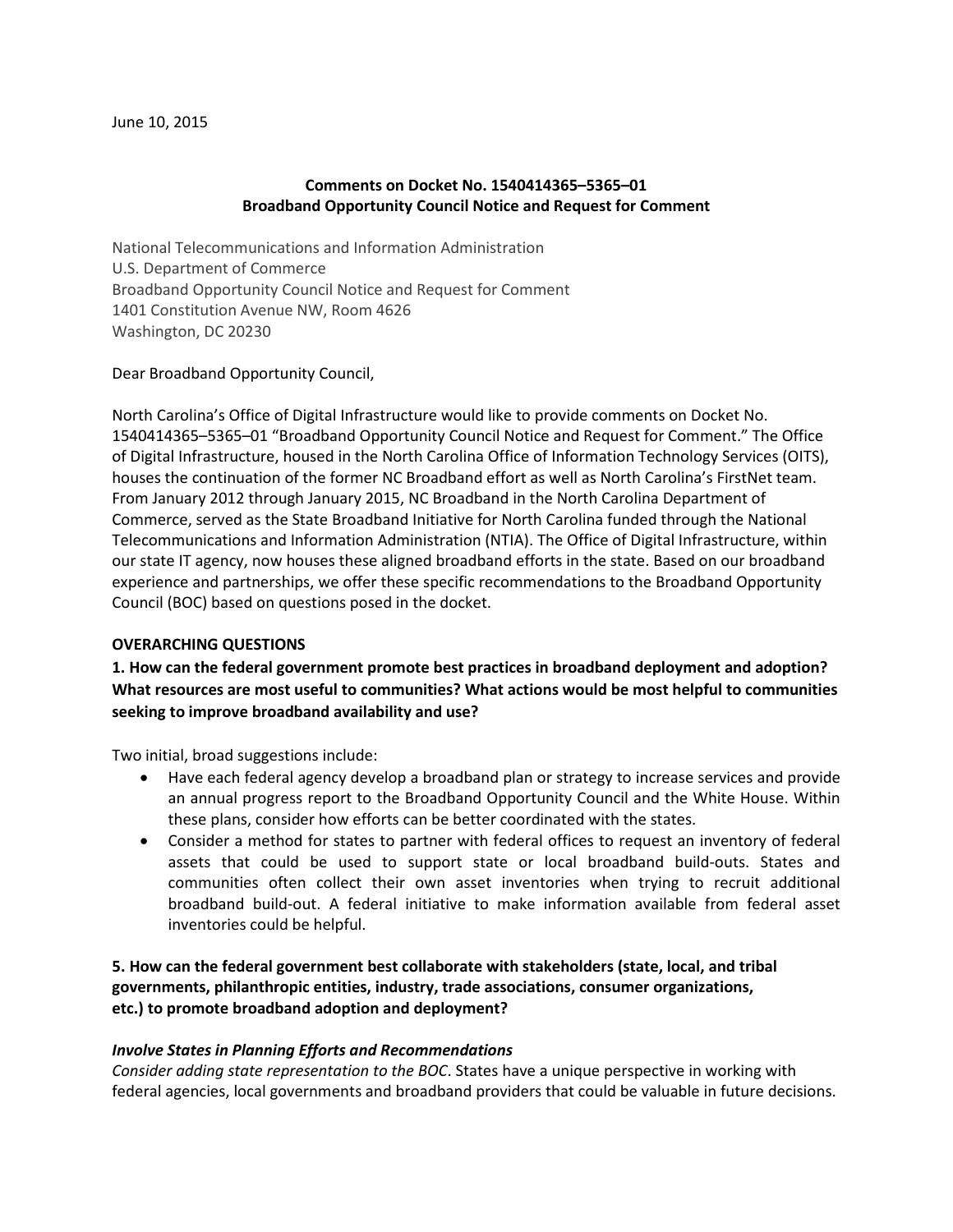June 10, 2015

**Comments on Docket No. 1540414365–5365–01**
**Broadband Opportunity Council Notice and Request for Comment**

National Telecommunications and Information Administration
U.S. Department of Commerce
Broadband Opportunity Council Notice and Request for Comment
1401 Constitution Avenue NW, Room 4626
Washington, DC 20230

Dear Broadband Opportunity Council,

North Carolina's Office of Digital Infrastructure would like to provide comments on Docket No. 1540414365–5365–01 "Broadband Opportunity Council Notice and Request for Comment." The Office of Digital Infrastructure, housed in the North Carolina Office of Information Technology Services (OITS), houses the continuation of the former NC Broadband effort as well as North Carolina's FirstNet team. From January 2012 through January 2015, NC Broadband in the North Carolina Department of Commerce, served as the State Broadband Initiative for North Carolina funded through the National Telecommunications and Information Administration (NTIA). The Office of Digital Infrastructure, within our state IT agency, now houses these aligned broadband efforts in the state. Based on our broadband experience and partnerships, we offer these specific recommendations to the Broadband Opportunity Council (BOC) based on questions posed in the docket.

**OVERARCHING QUESTIONS**

**1. How can the federal government promote best practices in broadband deployment and adoption? What resources are most useful to communities? What actions would be most helpful to communities seeking to improve broadband availability and use?**

Two initial, broad suggestions include:

- Have each federal agency develop a broadband plan or strategy to increase services and provide an annual progress report to the Broadband Opportunity Council and the White House. Within these plans, consider how efforts can be better coordinated with the states.
- Consider a method for states to partner with federal offices to request an inventory of federal assets that could be used to support state or local broadband build-outs. States and communities often collect their own asset inventories when trying to recruit additional broadband build-out. A federal initiative to make information available from federal asset inventories could be helpful.

**5. How can the federal government best collaborate with stakeholders (state, local, and tribal governments, philanthropic entities, industry, trade associations, consumer organizations, etc.) to promote broadband adoption and deployment?**

***Involve States in Planning Efforts and Recommendations***

*Consider adding state representation to the BOC*. States have a unique perspective in working with federal agencies, local governments and broadband providers that could be valuable in future decisions.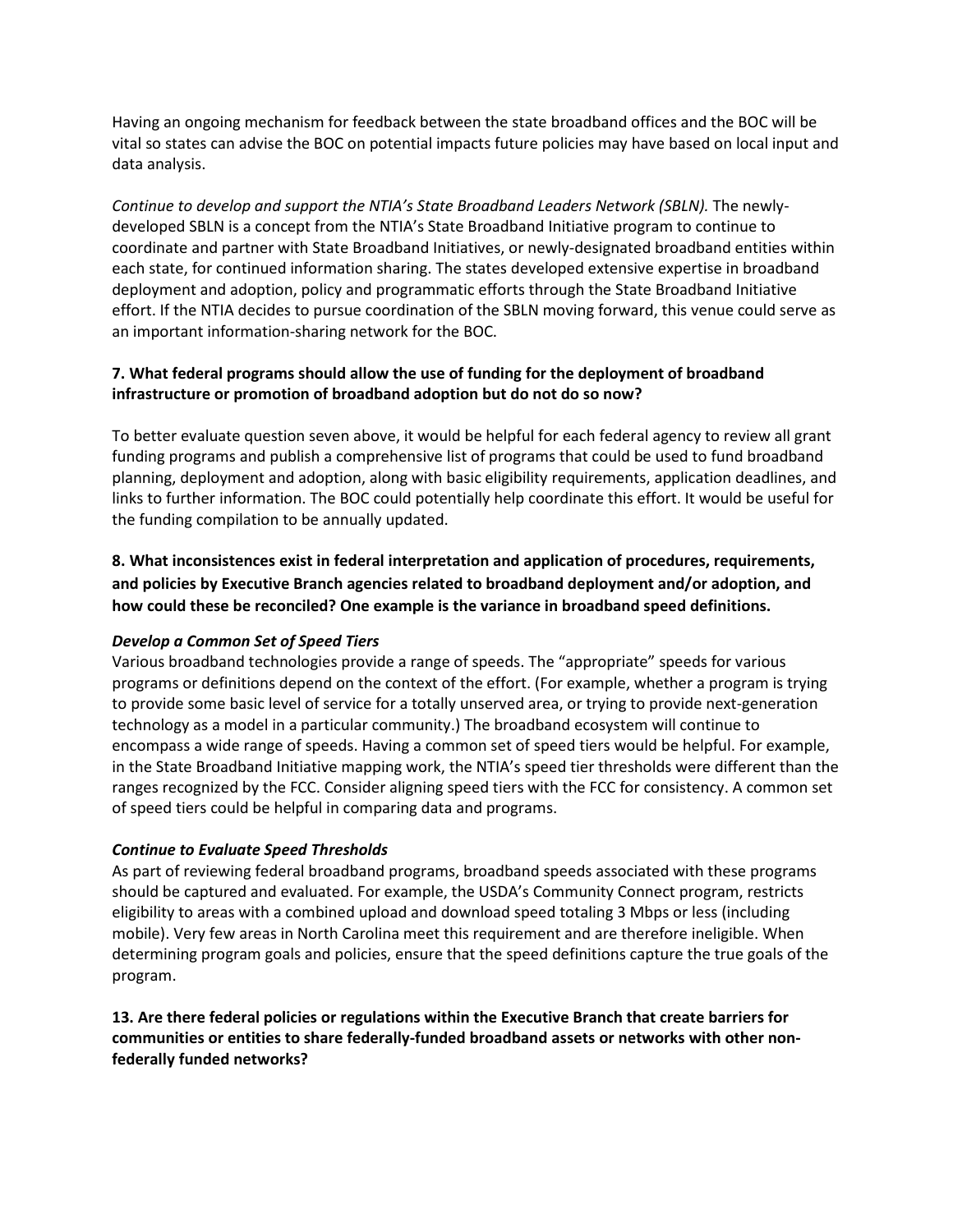Having an ongoing mechanism for feedback between the state broadband offices and the BOC will be vital so states can advise the BOC on potential impacts future policies may have based on local input and data analysis.

*Continue to develop and support the NTIA's State Broadband Leaders Network (SBLN).* The newly-developed SBLN is a concept from the NTIA's State Broadband Initiative program to continue to coordinate and partner with State Broadband Initiatives, or newly-designated broadband entities within each state, for continued information sharing. The states developed extensive expertise in broadband deployment and adoption, policy and programmatic efforts through the State Broadband Initiative effort. If the NTIA decides to pursue coordination of the SBLN moving forward, this venue could serve as an important information-sharing network for the BOC.

**7. What federal programs should allow the use of funding for the deployment of broadband infrastructure or promotion of broadband adoption but do not do so now?**

To better evaluate question seven above, it would be helpful for each federal agency to review all grant funding programs and publish a comprehensive list of programs that could be used to fund broadband planning, deployment and adoption, along with basic eligibility requirements, application deadlines, and links to further information. The BOC could potentially help coordinate this effort. It would be useful for the funding compilation to be annually updated.

**8. What inconsistences exist in federal interpretation and application of procedures, requirements, and policies by Executive Branch agencies related to broadband deployment and/or adoption, and how could these be reconciled? One example is the variance in broadband speed definitions.**

***Develop a Common Set of Speed Tiers***

Various broadband technologies provide a range of speeds. The "appropriate" speeds for various programs or definitions depend on the context of the effort. (For example, whether a program is trying to provide some basic level of service for a totally unserved area, or trying to provide next-generation technology as a model in a particular community.) The broadband ecosystem will continue to encompass a wide range of speeds. Having a common set of speed tiers would be helpful. For example, in the State Broadband Initiative mapping work, the NTIA's speed tier thresholds were different than the ranges recognized by the FCC. Consider aligning speed tiers with the FCC for consistency. A common set of speed tiers could be helpful in comparing data and programs.

***Continue to Evaluate Speed Thresholds***

As part of reviewing federal broadband programs, broadband speeds associated with these programs should be captured and evaluated. For example, the USDA's Community Connect program, restricts eligibility to areas with a combined upload and download speed totaling 3 Mbps or less (including mobile). Very few areas in North Carolina meet this requirement and are therefore ineligible. When determining program goals and policies, ensure that the speed definitions capture the true goals of the program.

**13. Are there federal policies or regulations within the Executive Branch that create barriers for communities or entities to share federally-funded broadband assets or networks with other non-federally funded networks?**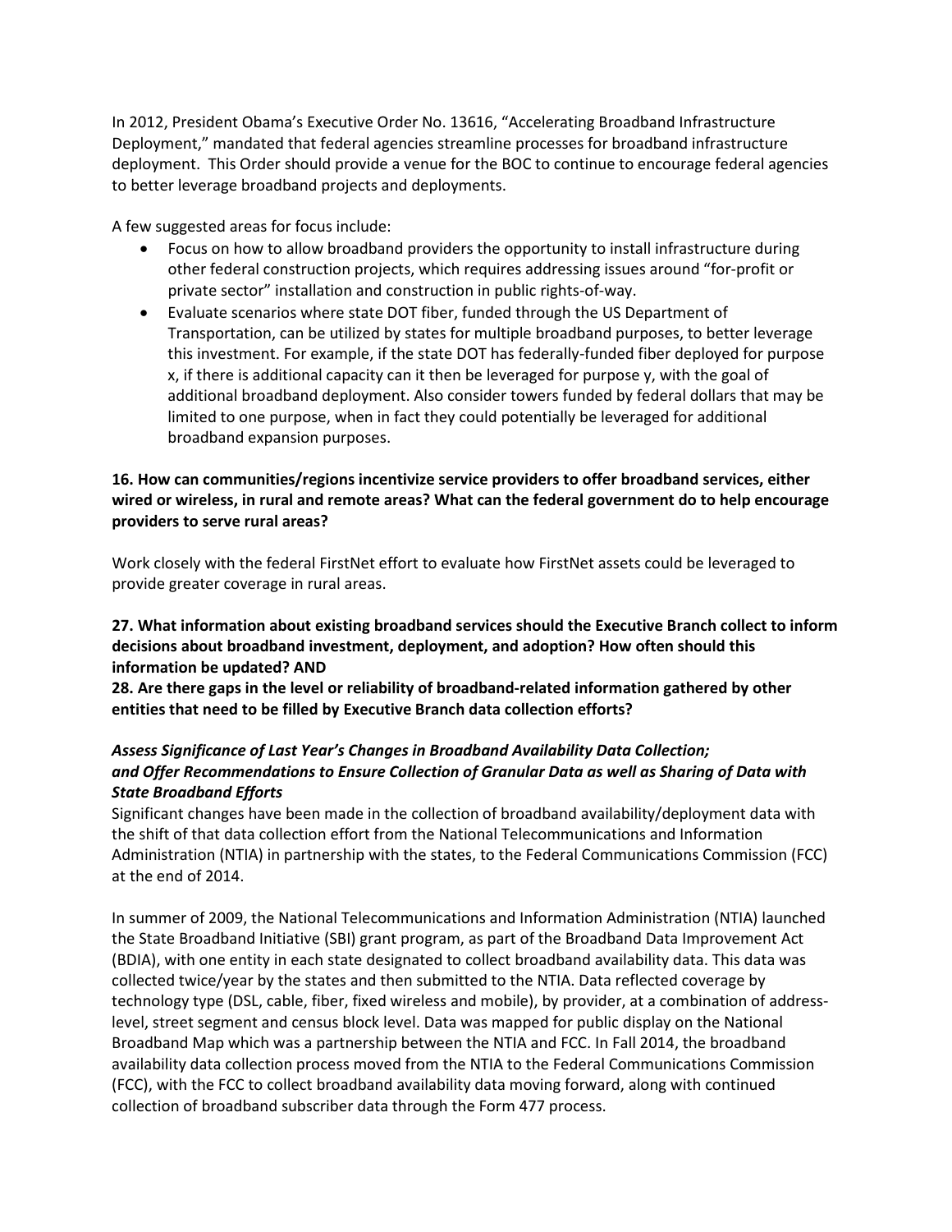In 2012, President Obama's Executive Order No. 13616, "Accelerating Broadband Infrastructure Deployment," mandated that federal agencies streamline processes for broadband infrastructure deployment. This Order should provide a venue for the BOC to continue to encourage federal agencies to better leverage broadband projects and deployments.

A few suggested areas for focus include:

- Focus on how to allow broadband providers the opportunity to install infrastructure during other federal construction projects, which requires addressing issues around "for-profit or private sector" installation and construction in public rights-of-way.
- Evaluate scenarios where state DOT fiber, funded through the US Department of Transportation, can be utilized by states for multiple broadband purposes, to better leverage this investment. For example, if the state DOT has federally-funded fiber deployed for purpose x, if there is additional capacity can it then be leveraged for purpose y, with the goal of additional broadband deployment. Also consider towers funded by federal dollars that may be limited to one purpose, when in fact they could potentially be leveraged for additional broadband expansion purposes.

**16. How can communities/regions incentivize service providers to offer broadband services, either wired or wireless, in rural and remote areas? What can the federal government do to help encourage providers to serve rural areas?**

Work closely with the federal FirstNet effort to evaluate how FirstNet assets could be leveraged to provide greater coverage in rural areas.

**27. What information about existing broadband services should the Executive Branch collect to inform decisions about broadband investment, deployment, and adoption? How often should this information be updated? AND**
**28. Are there gaps in the level or reliability of broadband-related information gathered by other entities that need to be filled by Executive Branch data collection efforts?**

***Assess Significance of Last Year's Changes in Broadband Availability Data Collection; and Offer Recommendations to Ensure Collection of Granular Data as well as Sharing of Data with State Broadband Efforts***

Significant changes have been made in the collection of broadband availability/deployment data with the shift of that data collection effort from the National Telecommunications and Information Administration (NTIA) in partnership with the states, to the Federal Communications Commission (FCC) at the end of 2014.

In summer of 2009, the National Telecommunications and Information Administration (NTIA) launched the State Broadband Initiative (SBI) grant program, as part of the Broadband Data Improvement Act (BDIA), with one entity in each state designated to collect broadband availability data. This data was collected twice/year by the states and then submitted to the NTIA. Data reflected coverage by technology type (DSL, cable, fiber, fixed wireless and mobile), by provider, at a combination of address-level, street segment and census block level. Data was mapped for public display on the National Broadband Map which was a partnership between the NTIA and FCC. In Fall 2014, the broadband availability data collection process moved from the NTIA to the Federal Communications Commission (FCC), with the FCC to collect broadband availability data moving forward, along with continued collection of broadband subscriber data through the Form 477 process.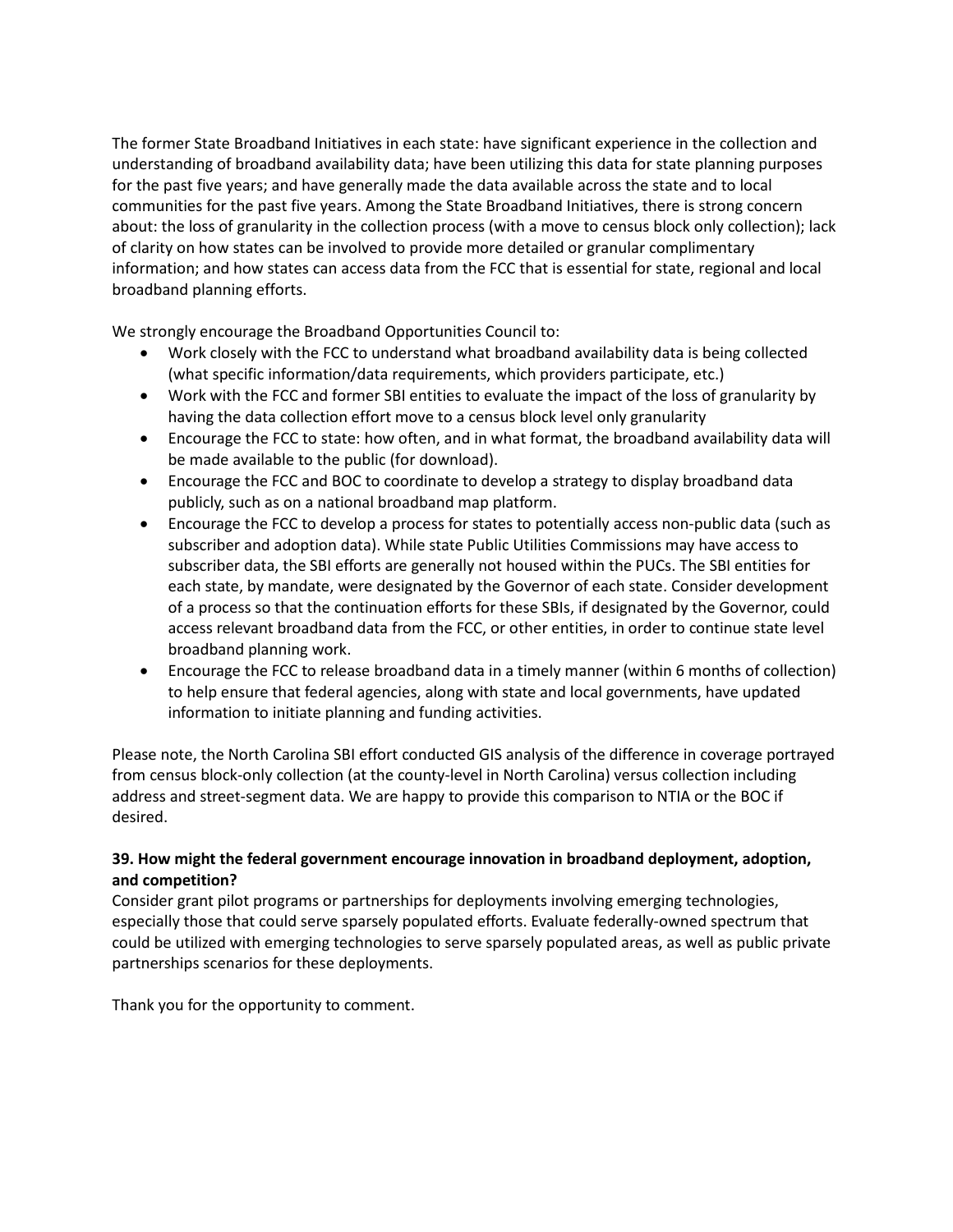The former State Broadband Initiatives in each state: have significant experience in the collection and understanding of broadband availability data; have been utilizing this data for state planning purposes for the past five years; and have generally made the data available across the state and to local communities for the past five years. Among the State Broadband Initiatives, there is strong concern about: the loss of granularity in the collection process (with a move to census block only collection); lack of clarity on how states can be involved to provide more detailed or granular complimentary information; and how states can access data from the FCC that is essential for state, regional and local broadband planning efforts.

We strongly encourage the Broadband Opportunities Council to:

- Work closely with the FCC to understand what broadband availability data is being collected (what specific information/data requirements, which providers participate, etc.)
- Work with the FCC and former SBI entities to evaluate the impact of the loss of granularity by having the data collection effort move to a census block level only granularity
- Encourage the FCC to state: how often, and in what format, the broadband availability data will be made available to the public (for download).
- Encourage the FCC and BOC to coordinate to develop a strategy to display broadband data publicly, such as on a national broadband map platform.
- Encourage the FCC to develop a process for states to potentially access non-public data (such as subscriber and adoption data). While state Public Utilities Commissions may have access to subscriber data, the SBI efforts are generally not housed within the PUCs. The SBI entities for each state, by mandate, were designated by the Governor of each state. Consider development of a process so that the continuation efforts for these SBIs, if designated by the Governor, could access relevant broadband data from the FCC, or other entities, in order to continue state level broadband planning work.
- Encourage the FCC to release broadband data in a timely manner (within 6 months of collection) to help ensure that federal agencies, along with state and local governments, have updated information to initiate planning and funding activities.

Please note, the North Carolina SBI effort conducted GIS analysis of the difference in coverage portrayed from census block-only collection (at the county-level in North Carolina) versus collection including address and street-segment data. We are happy to provide this comparison to NTIA or the BOC if desired.

**39. How might the federal government encourage innovation in broadband deployment, adoption, and competition?**

Consider grant pilot programs or partnerships for deployments involving emerging technologies, especially those that could serve sparsely populated efforts. Evaluate federally-owned spectrum that could be utilized with emerging technologies to serve sparsely populated areas, as well as public private partnerships scenarios for these deployments.

Thank you for the opportunity to comment.